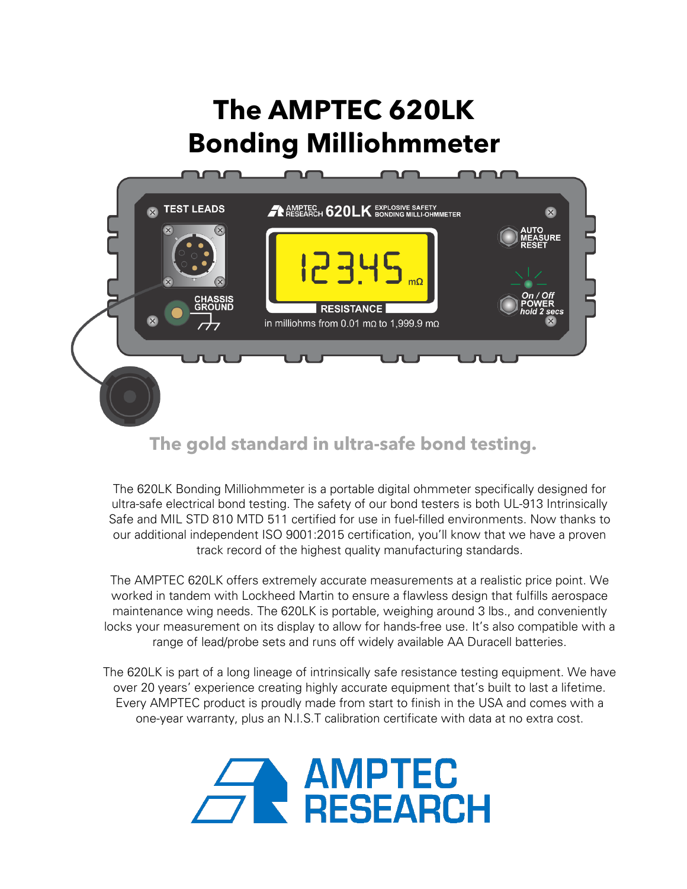# The AMPTEC 620LK Bonding Milliohmmeter

TEST LEADS

AMPTEC RESEARCH 620LK EXPLOSIVE SAFETY BONDING MILLI-OHMMETER

AUTO MEASURE RESET

CHASSIS GROUND

12345 mΩ

RESISTANCE

in milliohms from 0.01 mΩ to 1,999.9 mΩ

On / Off POWER hold 2 secs

## The gold standard in ultra-safe bond testing.

The 620LK Bonding Milliohmmeter is a portable digital ohmmeter specifically designed for ultra-safe electrical bond testing. The safety of our bond testers is both UL-913 Intrinsically Safe and MIL STD 810 MTD 511 certified for use in fuel-filled environments. Now thanks to our additional independent ISO 9001:2015 certification, you'll know that we have a proven track record of the highest quality manufacturing standards.

The AMPTEC 620LK offers extremely accurate measurements at a realistic price point. We worked in tandem with Lockheed Martin to ensure a flawless design that fulfills aerospace maintenance wing needs. The 620LK is portable, weighing around 3 lbs., and conveniently locks your measurement on its display to allow for hands-free use. It's also compatible with a range of lead/probe sets and runs off widely available AA Duracell batteries.

The 620LK is part of a long lineage of intrinsically safe resistance testing equipment. We have over 20 years' experience creating highly accurate equipment that's built to last a lifetime. Every AMPTEC product is proudly made from start to finish in the USA and comes with a one-year warranty, plus an N.I.S.T calibration certificate with data at no extra cost.

AMPTEC RESEARCH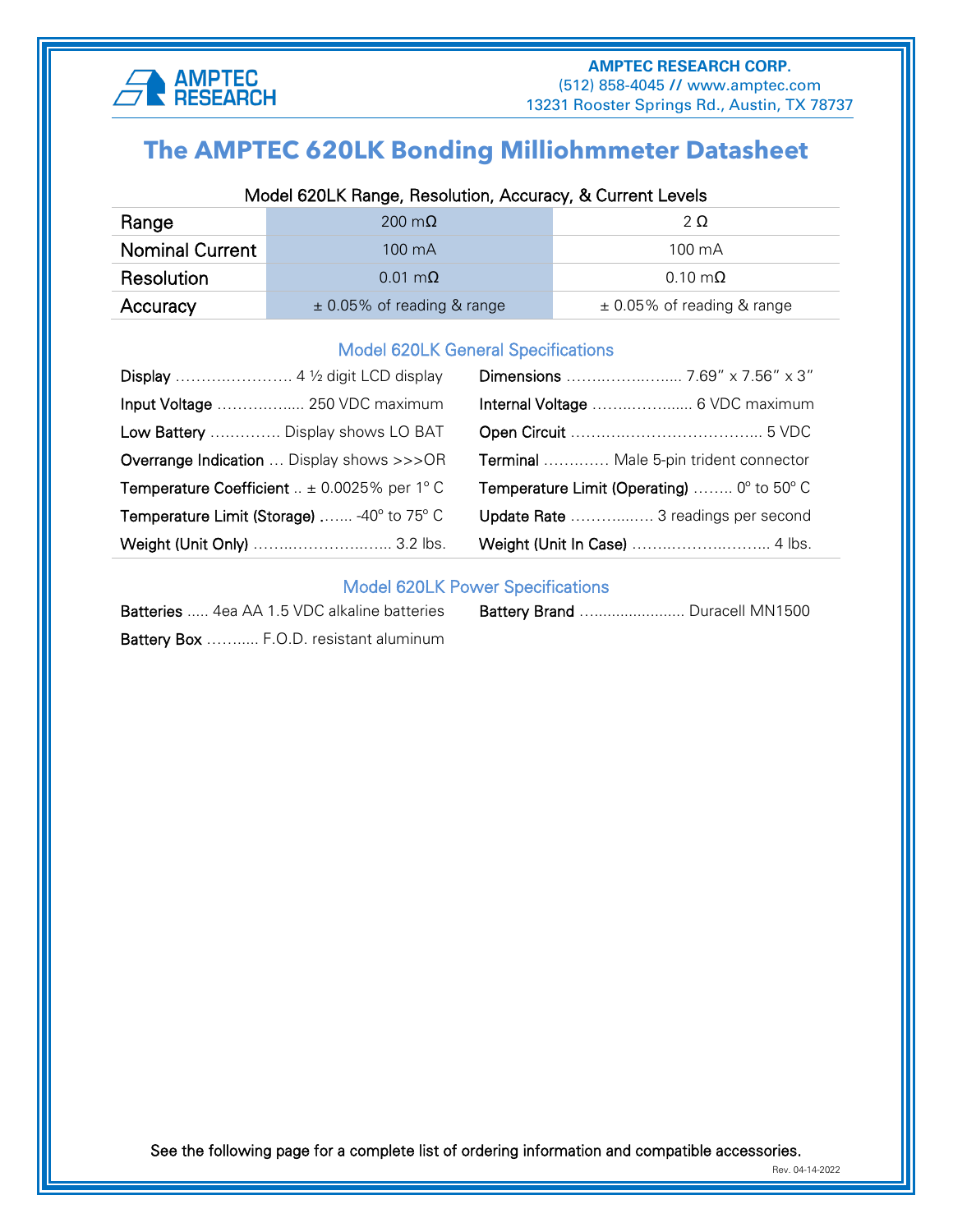AMPTEC RESEARCH

**AMPTEC RESEARCH CORP.**
(512) 858-4045 // www.amptec.com
13231 Rooster Springs Rd., Austin, TX 78737

# The AMPTEC 620LK Bonding Milliohmmeter Datasheet

Model 620LK Range, Resolution, Accuracy, & Current Levels

| | | |
|---|---|---|
| Range | 200 mΩ | 2 Ω |
| Nominal Current | 100 mA | 100 mA |
| Resolution | 0.01 mΩ | 0.10 mΩ |
| Accuracy | ± 0.05% of reading & range | ± 0.05% of reading & range |

## Model 620LK General Specifications

- **Display** ........................ 4 ½ digit LCD display
- **Input Voltage** .................. 250 VDC maximum
- **Low Battery** ............. Display shows LO BAT
- **Overrange Indication** ... Display shows >>>OR
- **Temperature Coefficient** .. ± 0.0025% per 1° C
- **Temperature Limit (Storage)** ...... -40° to 75° C
- **Weight (Unit Only)** ............................ 3.2 lbs.
- **Dimensions** ......................... 7.69" x 7.56" x 3"
- **Internal Voltage** .................. 6 VDC maximum
- **Open Circuit** ....................................... 5 VDC
- **Terminal** ............. Male 5-pin trident connector
- **Temperature Limit (Operating)** ........ 0° to 50° C
- **Update Rate** ................ 3 readings per second
- **Weight (Unit In Case)** .............................. 4 lbs.

## Model 620LK Power Specifications

- **Batteries** ..... 4ea AA 1.5 VDC alkaline batteries
- **Battery Box** ........... F.O.D. resistant aluminum
- **Battery Brand** ....................... Duracell MN1500

See the following page for a complete list of ordering information and compatible accessories.

Rev. 04-14-2022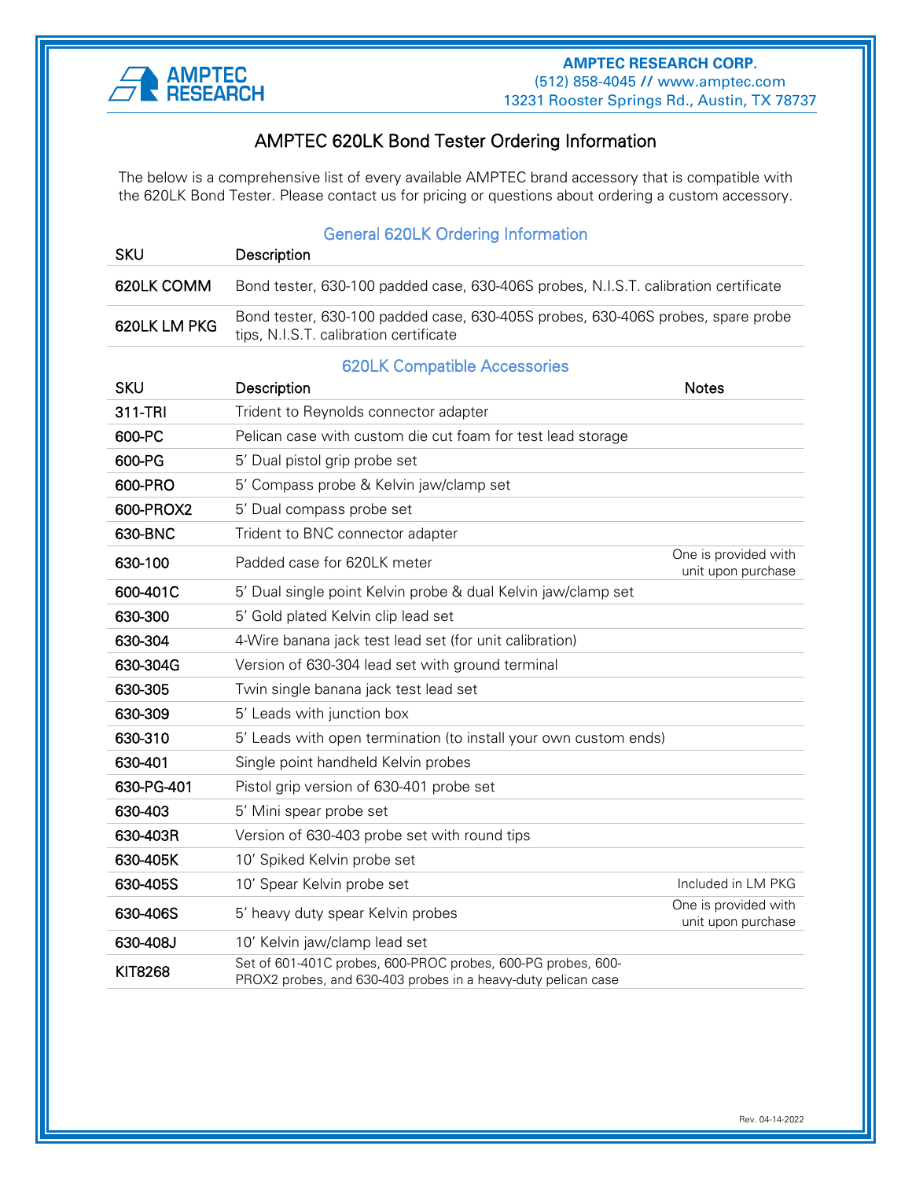AMPTEC RESEARCH

**AMPTEC RESEARCH CORP.**
(512) 858-4045 // www.amptec.com
13231 Rooster Springs Rd., Austin, TX 78737

# AMPTEC 620LK Bond Tester Ordering Information

The below is a comprehensive list of every available AMPTEC brand accessory that is compatible with the 620LK Bond Tester. Please contact us for pricing or questions about ordering a custom accessory.

## General 620LK Ordering Information

| SKU | Description |
|---|---|
| 620LK COMM | Bond tester, 630-100 padded case, 630-406S probes, N.I.S.T. calibration certificate |
| 620LK LM PKG | Bond tester, 630-100 padded case, 630-405S probes, 630-406S probes, spare probe tips, N.I.S.T. calibration certificate |

## 620LK Compatible Accessories

| SKU | Description | Notes |
|---|---|---|
| 311-TRI | Trident to Reynolds connector adapter | |
| 600-PC | Pelican case with custom die cut foam for test lead storage | |
| 600-PG | 5' Dual pistol grip probe set | |
| 600-PRO | 5' Compass probe & Kelvin jaw/clamp set | |
| 600-PROX2 | 5' Dual compass probe set | |
| 630-BNC | Trident to BNC connector adapter | |
| 630-100 | Padded case for 620LK meter | One is provided with unit upon purchase |
| 600-401C | 5' Dual single point Kelvin probe & dual Kelvin jaw/clamp set | |
| 630-300 | 5' Gold plated Kelvin clip lead set | |
| 630-304 | 4-Wire banana jack test lead set (for unit calibration) | |
| 630-304G | Version of 630-304 lead set with ground terminal | |
| 630-305 | Twin single banana jack test lead set | |
| 630-309 | 5' Leads with junction box | |
| 630-310 | 5' Leads with open termination (to install your own custom ends) | |
| 630-401 | Single point handheld Kelvin probes | |
| 630-PG-401 | Pistol grip version of 630-401 probe set | |
| 630-403 | 5' Mini spear probe set | |
| 630-403R | Version of 630-403 probe set with round tips | |
| 630-405K | 10' Spiked Kelvin probe set | |
| 630-405S | 10' Spear Kelvin probe set | Included in LM PKG |
| 630-406S | 5' heavy duty spear Kelvin probes | One is provided with unit upon purchase |
| 630-408J | 10' Kelvin jaw/clamp lead set | |
| KIT8268 | Set of 601-401C probes, 600-PROC probes, 600-PG probes, 600-PROX2 probes, and 630-403 probes in a heavy-duty pelican case | |

Rev. 04-14-2022